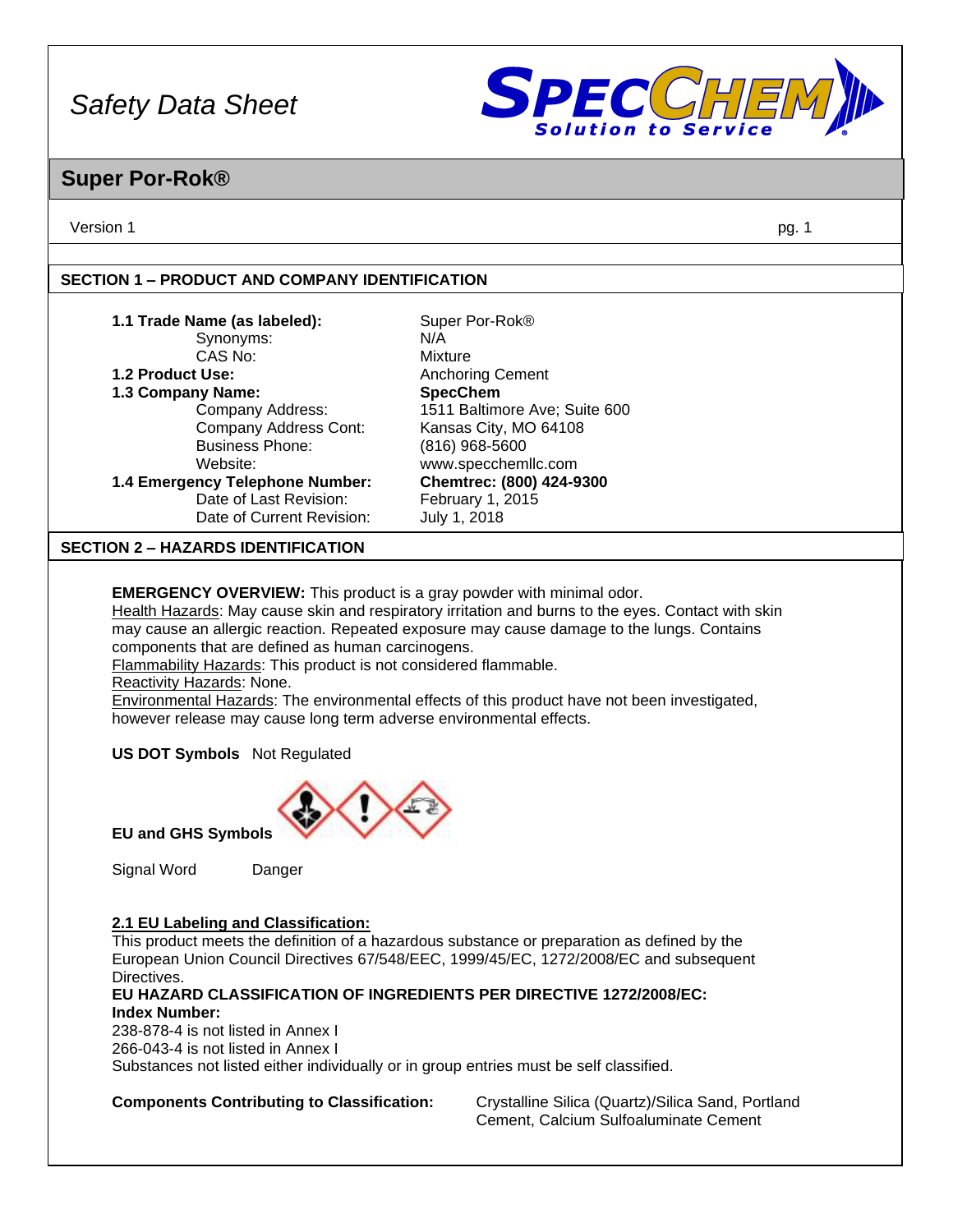# Safety Data Sheet

SPECCHEM Solution to Service

## Super Por-Rok®

Version 1

## SECTION 1 – PRODUCT AND COMPANY IDENTIFICATION

| | |
|---|---|
| **1.1 Trade Name (as labeled):** | Super Por-Rok® |
| Synonyms: | N/A |
| CAS No: | Mixture |
| **1.2 Product Use:** | Anchoring Cement |
| **1.3 Company Name:** | **SpecChem** |
| Company Address: | 1511 Baltimore Ave; Suite 600 |
| Company Address Cont: | Kansas City, MO 64108 |
| Business Phone: | (816) 968-5600 |
| Website: | www.specchemllc.com |
| **1.4 Emergency Telephone Number:** | **Chemtrec: (800) 424-9300** |
| Date of Last Revision: | February 1, 2015 |
| Date of Current Revision: | July 1, 2018 |

## SECTION 2 – HAZARDS IDENTIFICATION

**EMERGENCY OVERVIEW:** This product is a gray powder with minimal odor.
Health Hazards: May cause skin and respiratory irritation and burns to the eyes. Contact with skin may cause an allergic reaction. Repeated exposure may cause damage to the lungs. Contains components that are defined as human carcinogens.
Flammability Hazards: This product is not considered flammable.
Reactivity Hazards: None.
Environmental Hazards: The environmental effects of this product have not been investigated, however release may cause long term adverse environmental effects.

**US DOT Symbols** Not Regulated

**EU and GHS Symbols**

Signal Word Danger

**2.1 EU Labeling and Classification:**
This product meets the definition of a hazardous substance or preparation as defined by the European Union Council Directives 67/548/EEC, 1999/45/EC, 1272/2008/EC and subsequent Directives.
**EU HAZARD CLASSIFICATION OF INGREDIENTS PER DIRECTIVE 1272/2008/EC:**
**Index Number:**
238-878-4 is not listed in Annex I
266-043-4 is not listed in Annex I
Substances not listed either individually or in group entries must be self classified.

**Components Contributing to Classification:** Crystalline Silica (Quartz)/Silica Sand, Portland Cement, Calcium Sulfoaluminate Cement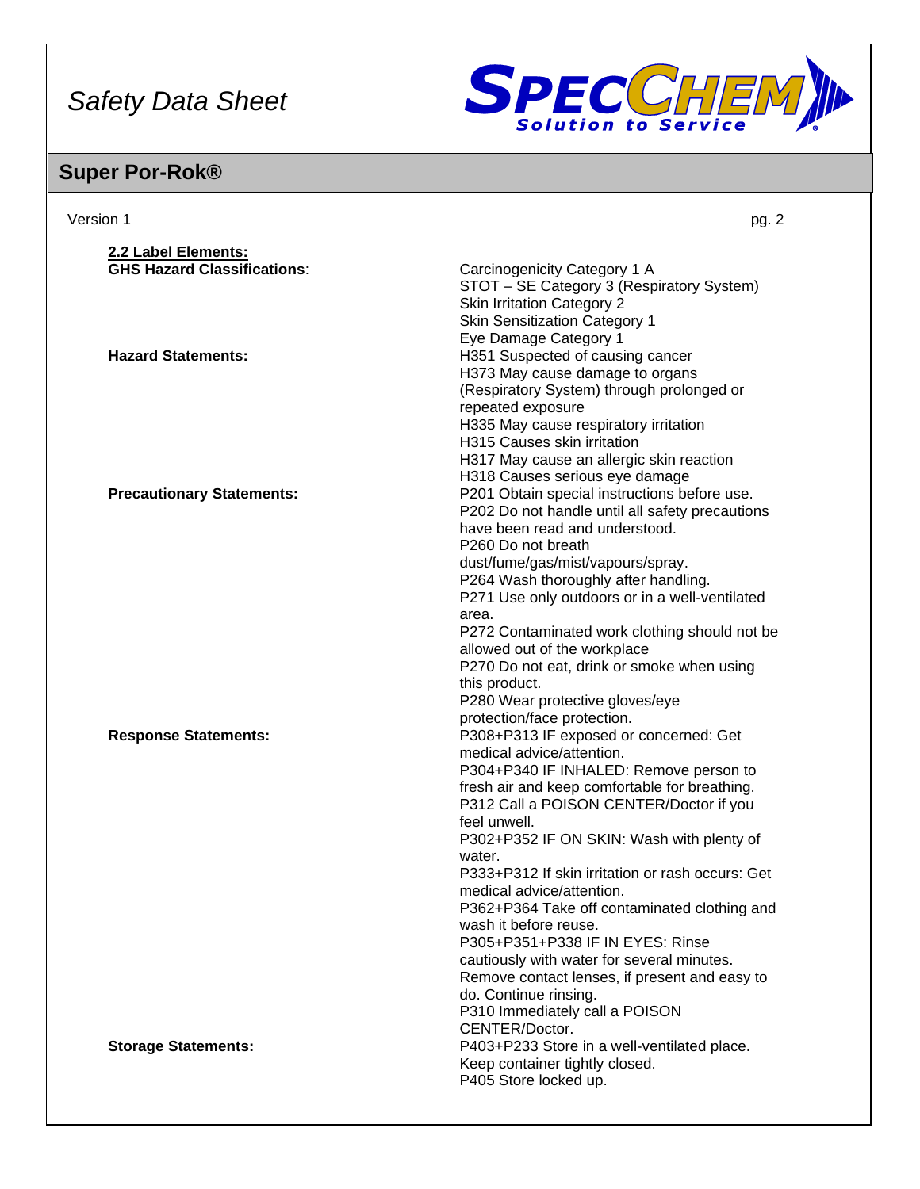### 2.2 Label Elements:

| | |
|---|---|
| **GHS Hazard Classifications**: | Carcinogenicity Category 1 A<br>STOT – SE Category 3 (Respiratory System)<br>Skin Irritation Category 2<br>Skin Sensitization Category 1<br>Eye Damage Category 1 |
| **Hazard Statements:** | H351 Suspected of causing cancer<br>H373 May cause damage to organs (Respiratory System) through prolonged or repeated exposure<br>H335 May cause respiratory irritation<br>H315 Causes skin irritation<br>H317 May cause an allergic skin reaction<br>H318 Causes serious eye damage |
| **Precautionary Statements:** | P201 Obtain special instructions before use.<br>P202 Do not handle until all safety precautions have been read and understood.<br>P260 Do not breath dust/fume/gas/mist/vapours/spray.<br>P264 Wash thoroughly after handling.<br>P271 Use only outdoors or in a well-ventilated area.<br>P272 Contaminated work clothing should not be allowed out of the workplace<br>P270 Do not eat, drink or smoke when using this product.<br>P280 Wear protective gloves/eye protection/face protection. |
| **Response Statements:** | P308+P313 IF exposed or concerned: Get medical advice/attention.<br>P304+P340 IF INHALED: Remove person to fresh air and keep comfortable for breathing.<br>P312 Call a POISON CENTER/Doctor if you feel unwell.<br>P302+P352 IF ON SKIN: Wash with plenty of water.<br>P333+P312 If skin irritation or rash occurs: Get medical advice/attention.<br>P362+P364 Take off contaminated clothing and wash it before reuse.<br>P305+P351+P338 IF IN EYES: Rinse cautiously with water for several minutes. Remove contact lenses, if present and easy to do. Continue rinsing.<br>P310 Immediately call a POISON CENTER/Doctor. |
| **Storage Statements:** | P403+P233 Store in a well-ventilated place. Keep container tightly closed.<br>P405 Store locked up. |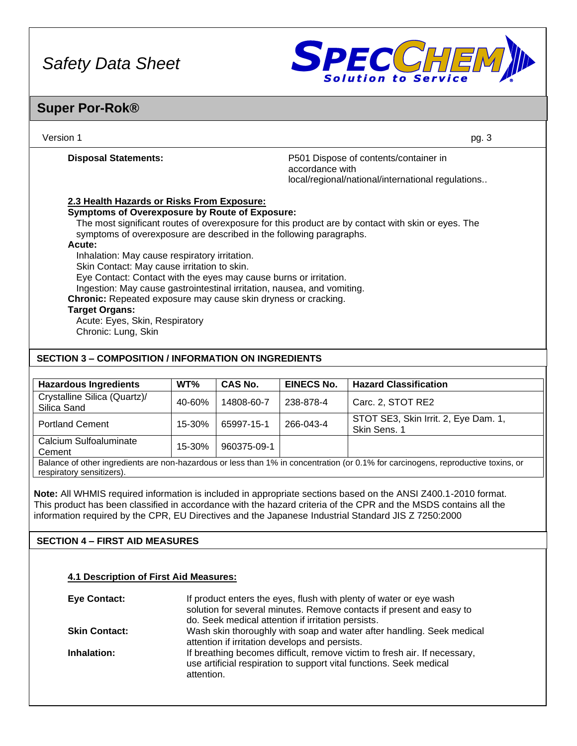**Disposal Statements:** P501 Dispose of contents/container in accordance with local/regional/national/international regulations..

**2.3 Health Hazards or Risks From Exposure:**

**Symptoms of Overexposure by Route of Exposure:**

The most significant routes of overexposure for this product are by contact with skin or eyes. The symptoms of overexposure are described in the following paragraphs.

**Acute:**

Inhalation: May cause respiratory irritation.
Skin Contact: May cause irritation to skin.
Eye Contact: Contact with the eyes may cause burns or irritation.
Ingestion: May cause gastrointestinal irritation, nausea, and vomiting.

**Chronic:** Repeated exposure may cause skin dryness or cracking.

**Target Organs:**

Acute: Eyes, Skin, Respiratory
Chronic: Lung, Skin

## SECTION 3 – COMPOSITION / INFORMATION ON INGREDIENTS

| Hazardous Ingredients | WT% | CAS No. | EINECS No. | Hazard Classification |
|---|---|---|---|---|
| Crystalline Silica (Quartz)/ Silica Sand | 40-60% | 14808-60-7 | 238-878-4 | Carc. 2, STOT RE2 |
| Portland Cement | 15-30% | 65997-15-1 | 266-043-4 | STOT SE3, Skin Irrit. 2, Eye Dam. 1, Skin Sens. 1 |
| Calcium Sulfoaluminate Cement | 15-30% | 960375-09-1 | | |
| Balance of other ingredients are non-hazardous or less than 1% in concentration (or 0.1% for carcinogens, reproductive toxins, or respiratory sensitizers). | | | | |

**Note:** All WHMIS required information is included in appropriate sections based on the ANSI Z400.1-2010 format. This product has been classified in accordance with the hazard criteria of the CPR and the MSDS contains all the information required by the CPR, EU Directives and the Japanese Industrial Standard JIS Z 7250:2000

## SECTION 4 – FIRST AID MEASURES

**4.1 Description of First Aid Measures:**

**Eye Contact:** If product enters the eyes, flush with plenty of water or eye wash solution for several minutes. Remove contacts if present and easy to do. Seek medical attention if irritation persists.

**Skin Contact:** Wash skin thoroughly with soap and water after handling. Seek medical attention if irritation develops and persists.

**Inhalation:** If breathing becomes difficult, remove victim to fresh air. If necessary, use artificial respiration to support vital functions. Seek medical attention.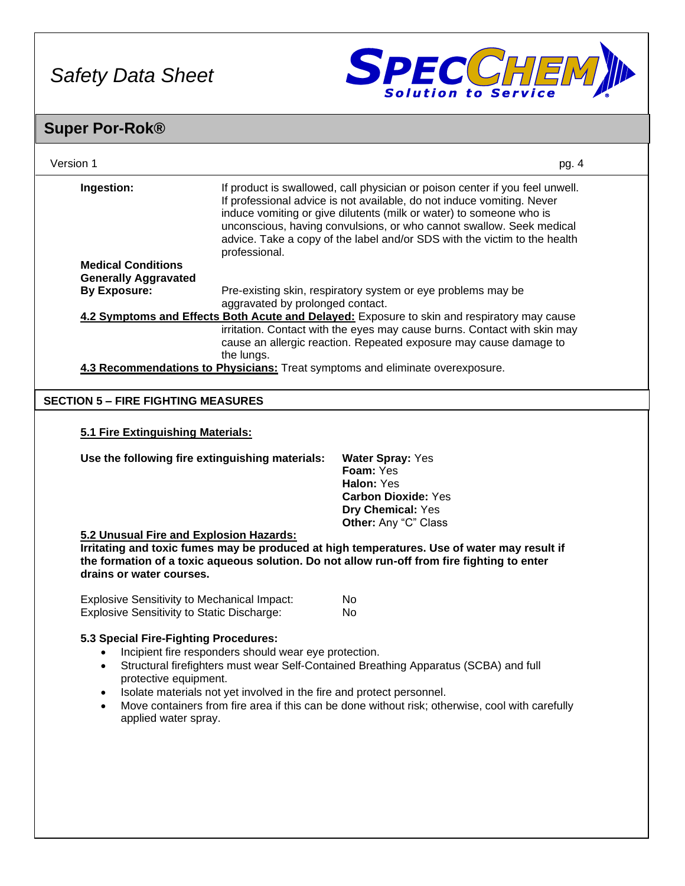**Ingestion:** If product is swallowed, call physician or poison center if you feel unwell. If professional advice is not available, do not induce vomiting. Never induce vomiting or give dilutents (milk or water) to someone who is unconscious, having convulsions, or who cannot swallow. Seek medical advice. Take a copy of the label and/or SDS with the victim to the health professional.

**Medical Conditions Generally Aggravated By Exposure:** Pre-existing skin, respiratory system or eye problems may be aggravated by prolonged contact.

**4.2 Symptoms and Effects Both Acute and Delayed:** Exposure to skin and respiratory may cause irritation. Contact with the eyes may cause burns. Contact with skin may cause an allergic reaction. Repeated exposure may cause damage to the lungs.

**4.3 Recommendations to Physicians:** Treat symptoms and eliminate overexposure.

## SECTION 5 – FIRE FIGHTING MEASURES

**5.1 Fire Extinguishing Materials:**

**Use the following fire extinguishing materials:**

**Water Spray:** Yes
**Foam:** Yes
**Halon:** Yes
**Carbon Dioxide:** Yes
**Dry Chemical:** Yes
**Other:** Any "C" Class

**5.2 Unusual Fire and Explosion Hazards:**

**Irritating and toxic fumes may be produced at high temperatures. Use of water may result if the formation of a toxic aqueous solution. Do not allow run-off from fire fighting to enter drains or water courses.**

Explosive Sensitivity to Mechanical Impact: No
Explosive Sensitivity to Static Discharge: No

**5.3 Special Fire-Fighting Procedures:**

- Incipient fire responders should wear eye protection.
- Structural firefighters must wear Self-Contained Breathing Apparatus (SCBA) and full protective equipment.
- Isolate materials not yet involved in the fire and protect personnel.
- Move containers from fire area if this can be done without risk; otherwise, cool with carefully applied water spray.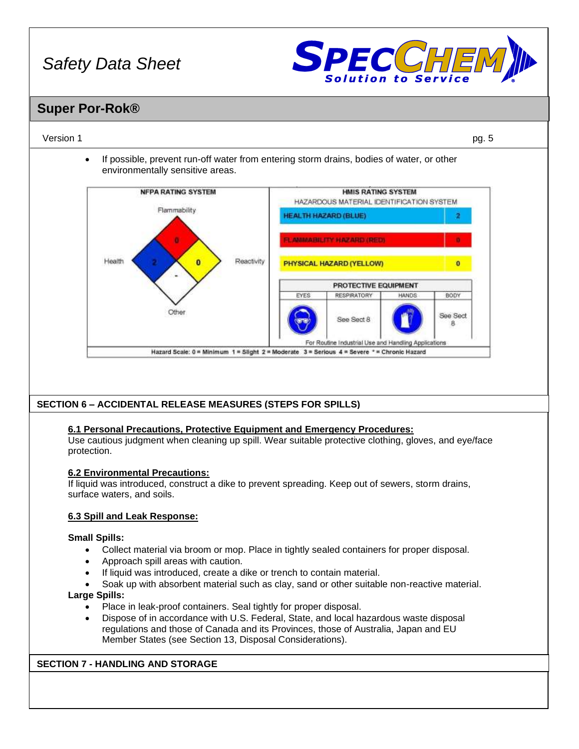- If possible, prevent run-off water from entering storm drains, bodies of water, or other environmentally sensitive areas.

**NFPA RATING SYSTEM**

| Category | Rating |
|---|---|
| Flammability | 0 |
| Health | 2 |
| Reactivity | 0 |
| Other | - |

**HMIS RATING SYSTEM**
HAZARDOUS MATERIAL IDENTIFICATION SYSTEM

| Hazard | Rating |
|---|---|
| HEALTH HAZARD (BLUE) | 2 |
| FLAMMABILITY HAZARD (RED) | 0 |
| PHYSICAL HAZARD (YELLOW) | 0 |

**PROTECTIVE EQUIPMENT**

| EYES | RESPIRATORY | HANDS | BODY |
|---|---|---|---|
| | See Sect 8 | | See Sect 8 |

For Routine Industrial Use and Handling Applications

Hazard Scale: 0 = Minimum 1 = Slight 2 = Moderate 3 = Serious 4 = Severe * = Chronic Hazard

## SECTION 6 – ACCIDENTAL RELEASE MEASURES (STEPS FOR SPILLS)

**6.1 Personal Precautions, Protective Equipment and Emergency Procedures:**
Use cautious judgment when cleaning up spill. Wear suitable protective clothing, gloves, and eye/face protection.

**6.2 Environmental Precautions:**
If liquid was introduced, construct a dike to prevent spreading. Keep out of sewers, storm drains, surface waters, and soils.

**6.3 Spill and Leak Response:**

**Small Spills:**
- Collect material via broom or mop. Place in tightly sealed containers for proper disposal.
- Approach spill areas with caution.
- If liquid was introduced, create a dike or trench to contain material.
- Soak up with absorbent material such as clay, sand or other suitable non-reactive material.

**Large Spills:**
- Place in leak-proof containers. Seal tightly for proper disposal.
- Dispose of in accordance with U.S. Federal, State, and local hazardous waste disposal regulations and those of Canada and its Provinces, those of Australia, Japan and EU Member States (see Section 13, Disposal Considerations).

## SECTION 7 - HANDLING AND STORAGE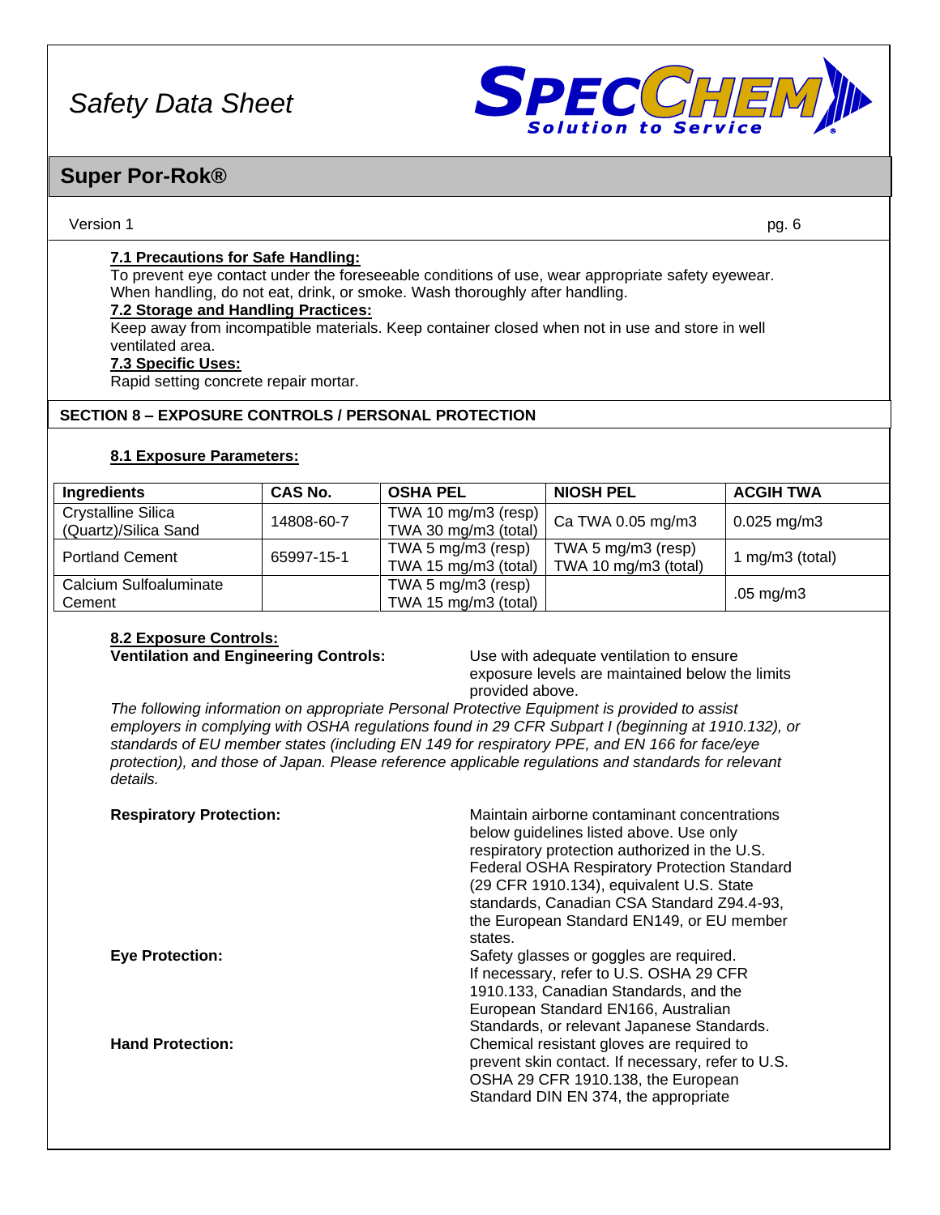### 7.1 Precautions for Safe Handling:

To prevent eye contact under the foreseeable conditions of use, wear appropriate safety eyewear. When handling, do not eat, drink, or smoke. Wash thoroughly after handling.

### 7.2 Storage and Handling Practices:

Keep away from incompatible materials. Keep container closed when not in use and store in well ventilated area.

### 7.3 Specific Uses:

Rapid setting concrete repair mortar.

## SECTION 8 – EXPOSURE CONTROLS / PERSONAL PROTECTION

### 8.1 Exposure Parameters:

| Ingredients | CAS No. | OSHA PEL | NIOSH PEL | ACGIH TWA |
|---|---|---|---|---|
| Crystalline Silica (Quartz)/Silica Sand | 14808-60-7 | TWA 10 mg/m3 (resp) TWA 30 mg/m3 (total) | Ca TWA 0.05 mg/m3 | 0.025 mg/m3 |
| Portland Cement | 65997-15-1 | TWA 5 mg/m3 (resp) TWA 15 mg/m3 (total) | TWA 5 mg/m3 (resp) TWA 10 mg/m3 (total) | 1 mg/m3 (total) |
| Calcium Sulfoaluminate Cement | | TWA 5 mg/m3 (resp) TWA 15 mg/m3 (total) | | .05 mg/m3 |

### 8.2 Exposure Controls:

**Ventilation and Engineering Controls:** Use with adequate ventilation to ensure exposure levels are maintained below the limits provided above.

*The following information on appropriate Personal Protective Equipment is provided to assist employers in complying with OSHA regulations found in 29 CFR Subpart I (beginning at 1910.132), or standards of EU member states (including EN 149 for respiratory PPE, and EN 166 for face/eye protection), and those of Japan. Please reference applicable regulations and standards for relevant details.*

**Respiratory Protection:** Maintain airborne contaminant concentrations below guidelines listed above. Use only respiratory protection authorized in the U.S. Federal OSHA Respiratory Protection Standard (29 CFR 1910.134), equivalent U.S. State standards, Canadian CSA Standard Z94.4-93, the European Standard EN149, or EU member states.

**Eye Protection:** Safety glasses or goggles are required. If necessary, refer to U.S. OSHA 29 CFR 1910.133, Canadian Standards, and the European Standard EN166, Australian Standards, or relevant Japanese Standards.

**Hand Protection:** Chemical resistant gloves are required to prevent skin contact. If necessary, refer to U.S. OSHA 29 CFR 1910.138, the European Standard DIN EN 374, the appropriate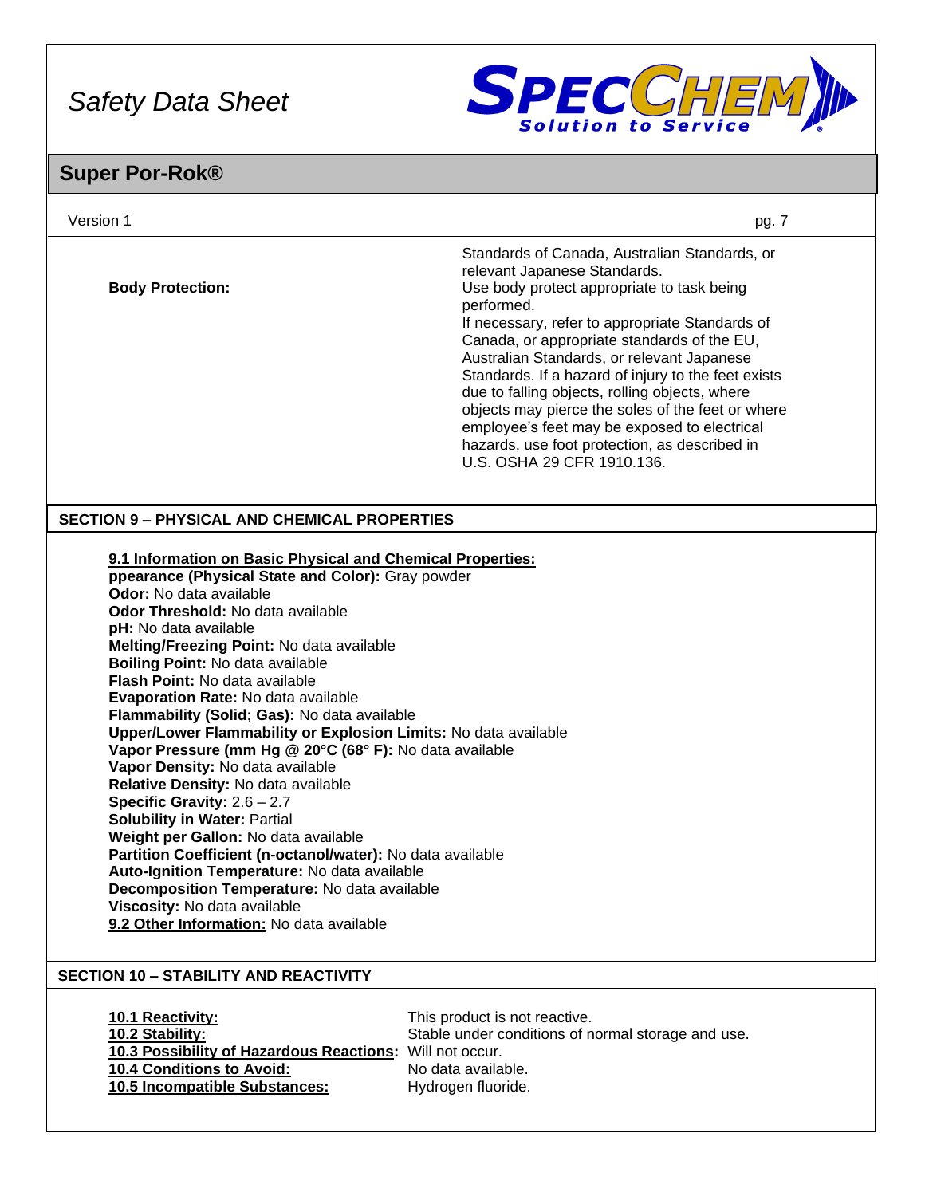| | |
|---|---|
| | Standards of Canada, Australian Standards, or relevant Japanese Standards. |
| **Body Protection:** | Use body protect appropriate to task being performed. If necessary, refer to appropriate Standards of Canada, or appropriate standards of the EU, Australian Standards, or relevant Japanese Standards. If a hazard of injury to the feet exists due to falling objects, rolling objects, where objects may pierce the soles of the feet or where employee's feet may be exposed to electrical hazards, use foot protection, as described in U.S. OSHA 29 CFR 1910.136. |

## SECTION 9 – PHYSICAL AND CHEMICAL PROPERTIES

**9.1 Information on Basic Physical and Chemical Properties:**

**ppearance (Physical State and Color):** Gray powder
**Odor:** No data available
**Odor Threshold:** No data available
**pH:** No data available
**Melting/Freezing Point:** No data available
**Boiling Point:** No data available
**Flash Point:** No data available
**Evaporation Rate:** No data available
**Flammability (Solid; Gas):** No data available
**Upper/Lower Flammability or Explosion Limits:** No data available
**Vapor Pressure (mm Hg @ 20°C (68° F):** No data available
**Vapor Density:** No data available
**Relative Density:** No data available
**Specific Gravity:** 2.6 – 2.7
**Solubility in Water:** Partial
**Weight per Gallon:** No data available
**Partition Coefficient (n-octanol/water):** No data available
**Auto-Ignition Temperature:** No data available
**Decomposition Temperature:** No data available
**Viscosity:** No data available
**9.2 Other Information:** No data available

## SECTION 10 – STABILITY AND REACTIVITY

| | |
|---|---|
| **10.1 Reactivity:** | This product is not reactive. |
| **10.2 Stability:** | Stable under conditions of normal storage and use. |
| **10.3 Possibility of Hazardous Reactions:** | Will not occur. |
| **10.4 Conditions to Avoid:** | No data available. |
| **10.5 Incompatible Substances:** | Hydrogen fluoride. |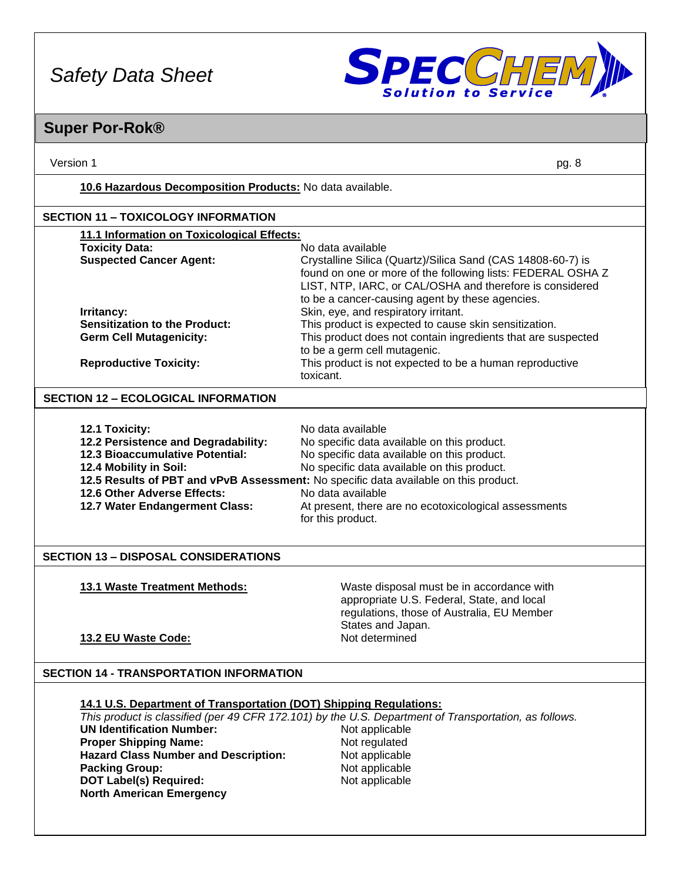**10.6 Hazardous Decomposition Products:** No data available.

## SECTION 11 – TOXICOLOGY INFORMATION

**11.1 Information on Toxicological Effects:**

**Toxicity Data:** No data available

**Suspected Cancer Agent:** Crystalline Silica (Quartz)/Silica Sand (CAS 14808-60-7) is found on one or more of the following lists: FEDERAL OSHA Z LIST, NTP, IARC, or CAL/OSHA and therefore is considered to be a cancer-causing agent by these agencies.

**Irritancy:** Skin, eye, and respiratory irritant.

**Sensitization to the Product:** This product is expected to cause skin sensitization.

**Germ Cell Mutagenicity:** This product does not contain ingredients that are suspected to be a germ cell mutagenic.

**Reproductive Toxicity:** This product is not expected to be a human reproductive toxicant.

## SECTION 12 – ECOLOGICAL INFORMATION

**12.1 Toxicity:** No data available

**12.2 Persistence and Degradability:** No specific data available on this product.

**12.3 Bioaccumulative Potential:** No specific data available on this product.

**12.4 Mobility in Soil:** No specific data available on this product.

**12.5 Results of PBT and vPvB Assessment:** No specific data available on this product.

**12.6 Other Adverse Effects:** No data available

**12.7 Water Endangerment Class:** At present, there are no ecotoxicological assessments for this product.

## SECTION 13 – DISPOSAL CONSIDERATIONS

**13.1 Waste Treatment Methods:** Waste disposal must be in accordance with appropriate U.S. Federal, State, and local regulations, those of Australia, EU Member States and Japan.

**13.2 EU Waste Code:** Not determined

## SECTION 14 - TRANSPORTATION INFORMATION

**14.1 U.S. Department of Transportation (DOT) Shipping Regulations:**

*This product is classified (per 49 CFR 172.101) by the U.S. Department of Transportation, as follows.*

**UN Identification Number:** Not applicable

**Proper Shipping Name:** Not regulated

**Hazard Class Number and Description:** Not applicable

**Packing Group:** Not applicable

**DOT Label(s) Required:** Not applicable

**North American Emergency**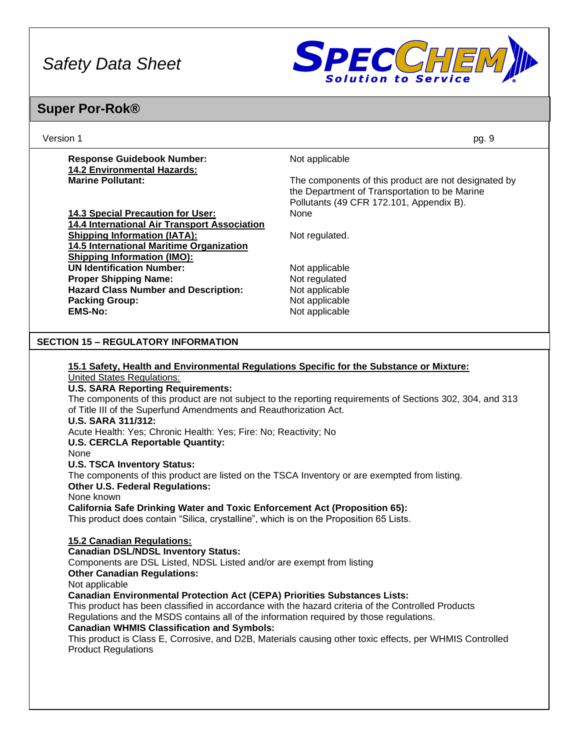**Response Guidebook Number:** Not applicable

**14.2 Environmental Hazards:**

**Marine Pollutant:** The components of this product are not designated by the Department of Transportation to be Marine Pollutants (49 CFR 172.101, Appendix B).

**14.3 Special Precaution for User:** None

**14.4 International Air Transport Association Shipping Information (IATA):** Not regulated.

**14.5 International Maritime Organization Shipping Information (IMO):**

**UN Identification Number:** Not applicable
**Proper Shipping Name:** Not regulated
**Hazard Class Number and Description:** Not applicable
**Packing Group:** Not applicable
**EMS-No:** Not applicable

## SECTION 15 – REGULATORY INFORMATION

**15.1 Safety, Health and Environmental Regulations Specific for the Substance or Mixture:**

United States Regulations:

**U.S. SARA Reporting Requirements:**
The components of this product are not subject to the reporting requirements of Sections 302, 304, and 313 of Title III of the Superfund Amendments and Reauthorization Act.

**U.S. SARA 311/312:**
Acute Health: Yes; Chronic Health: Yes; Fire: No; Reactivity; No

**U.S. CERCLA Reportable Quantity:**
None

**U.S. TSCA Inventory Status:**
The components of this product are listed on the TSCA Inventory or are exempted from listing.

**Other U.S. Federal Regulations:**
None known

**California Safe Drinking Water and Toxic Enforcement Act (Proposition 65):**
This product does contain "Silica, crystalline", which is on the Proposition 65 Lists.

**15.2 Canadian Regulations:**

**Canadian DSL/NDSL Inventory Status:**
Components are DSL Listed, NDSL Listed and/or are exempt from listing

**Other Canadian Regulations:**
Not applicable

**Canadian Environmental Protection Act (CEPA) Priorities Substances Lists:**
This product has been classified in accordance with the hazard criteria of the Controlled Products Regulations and the MSDS contains all of the information required by those regulations.

**Canadian WHMIS Classification and Symbols:**
This product is Class E, Corrosive, and D2B, Materials causing other toxic effects, per WHMIS Controlled Product Regulations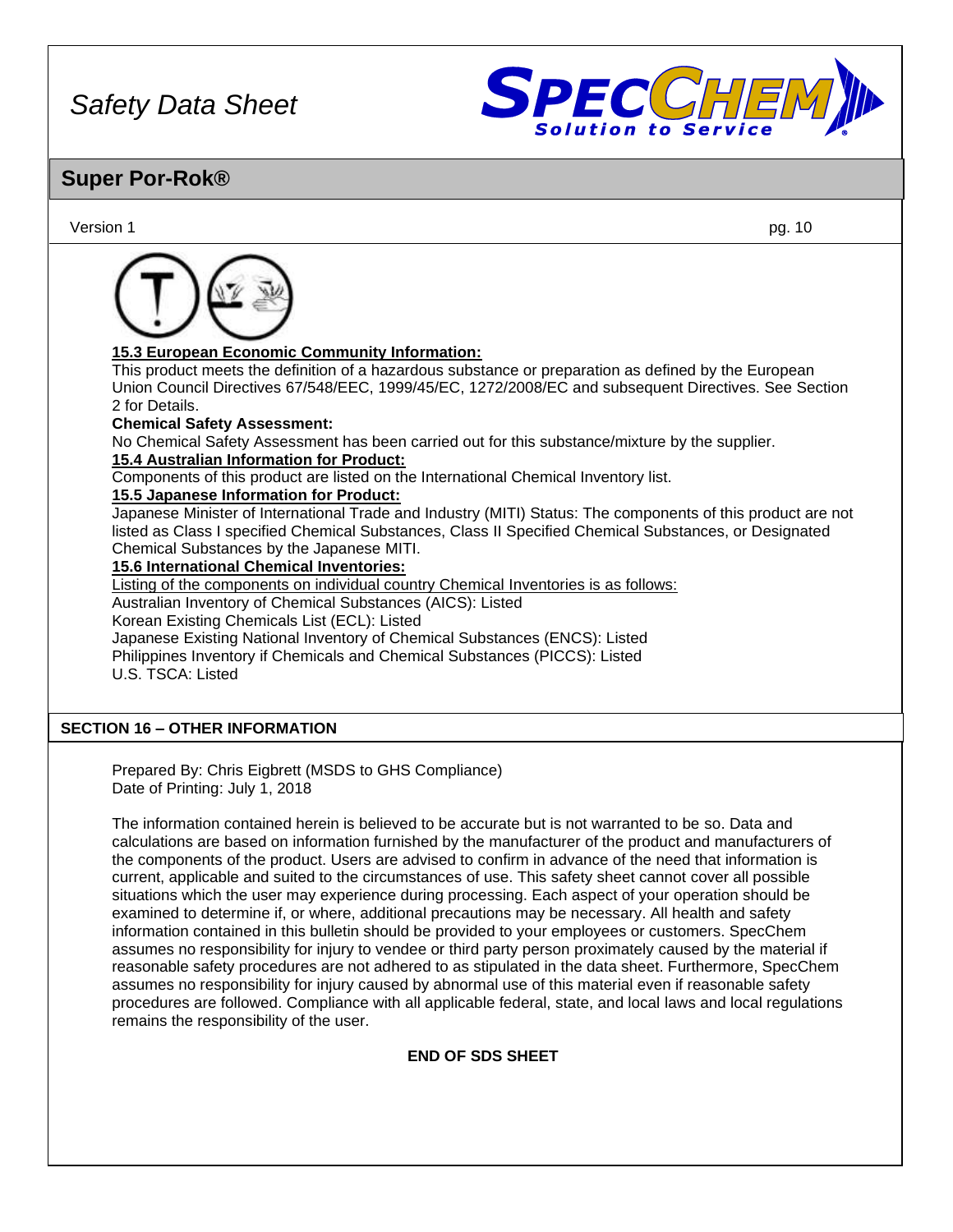**15.3 European Economic Community Information:**

This product meets the definition of a hazardous substance or preparation as defined by the European Union Council Directives 67/548/EEC, 1999/45/EC, 1272/2008/EC and subsequent Directives. See Section 2 for Details.

**Chemical Safety Assessment:**

No Chemical Safety Assessment has been carried out for this substance/mixture by the supplier.

**15.4 Australian Information for Product:**

Components of this product are listed on the International Chemical Inventory list.

**15.5 Japanese Information for Product:**

Japanese Minister of International Trade and Industry (MITI) Status: The components of this product are not listed as Class I specified Chemical Substances, Class II Specified Chemical Substances, or Designated Chemical Substances by the Japanese MITI.

**15.6 International Chemical Inventories:**

Listing of the components on individual country Chemical Inventories is as follows:

Australian Inventory of Chemical Substances (AICS): Listed
Korean Existing Chemicals List (ECL): Listed
Japanese Existing National Inventory of Chemical Substances (ENCS): Listed
Philippines Inventory if Chemicals and Chemical Substances (PICCS): Listed
U.S. TSCA: Listed

## SECTION 16 – OTHER INFORMATION

Prepared By: Chris Eigbrett (MSDS to GHS Compliance)
Date of Printing: July 1, 2018

The information contained herein is believed to be accurate but is not warranted to be so. Data and calculations are based on information furnished by the manufacturer of the product and manufacturers of the components of the product. Users are advised to confirm in advance of the need that information is current, applicable and suited to the circumstances of use. This safety sheet cannot cover all possible situations which the user may experience during processing. Each aspect of your operation should be examined to determine if, or where, additional precautions may be necessary. All health and safety information contained in this bulletin should be provided to your employees or customers. SpecChem assumes no responsibility for injury to vendee or third party person proximately caused by the material if reasonable safety procedures are not adhered to as stipulated in the data sheet. Furthermore, SpecChem assumes no responsibility for injury caused by abnormal use of this material even if reasonable safety procedures are followed. Compliance with all applicable federal, state, and local laws and local regulations remains the responsibility of the user.

**END OF SDS SHEET**